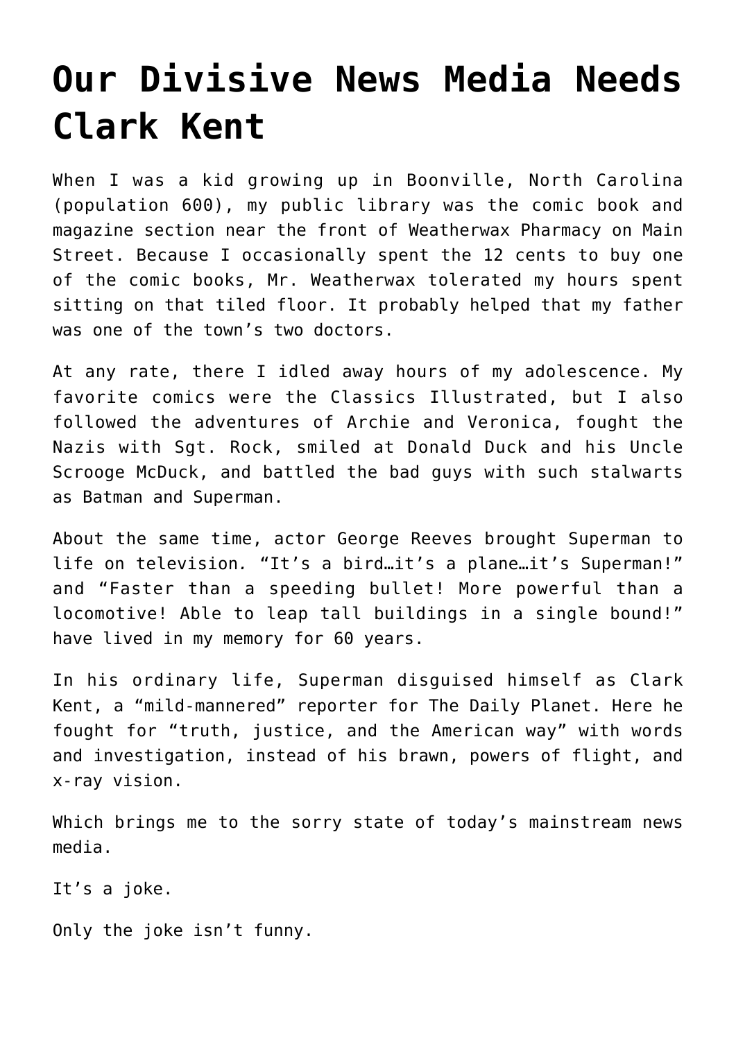# Our Divisive News Media Needs Clark Kent

When I was a kid growing up in Boonville, North Carolina (population 600), my public library was the comic book and magazine section near the front of Weatherwax Pharmacy on Main Street. Because I occasionally spent the 12 cents to buy one of the comic books, Mr. Weatherwax tolerated my hours spent sitting on that tiled floor. It probably helped that my father was one of the town's two doctors.

At any rate, there I idled away hours of my adolescence. My favorite comics were the Classics Illustrated, but I also followed the adventures of Archie and Veronica, fought the Nazis with Sgt. Rock, smiled at Donald Duck and his Uncle Scrooge McDuck, and battled the bad guys with such stalwarts as Batman and Superman.

About the same time, actor George Reeves brought Superman to life on television. "It's a bird…it's a plane…it's Superman!" and "Faster than a speeding bullet! More powerful than a locomotive! Able to leap tall buildings in a single bound!" have lived in my memory for 60 years.

In his ordinary life, Superman disguised himself as Clark Kent, a "mild-mannered" reporter for The Daily Planet. Here he fought for "truth, justice, and the American way" with words and investigation, instead of his brawn, powers of flight, and x-ray vision.

Which brings me to the sorry state of today's mainstream news media.

It's a joke.

Only the joke isn't funny.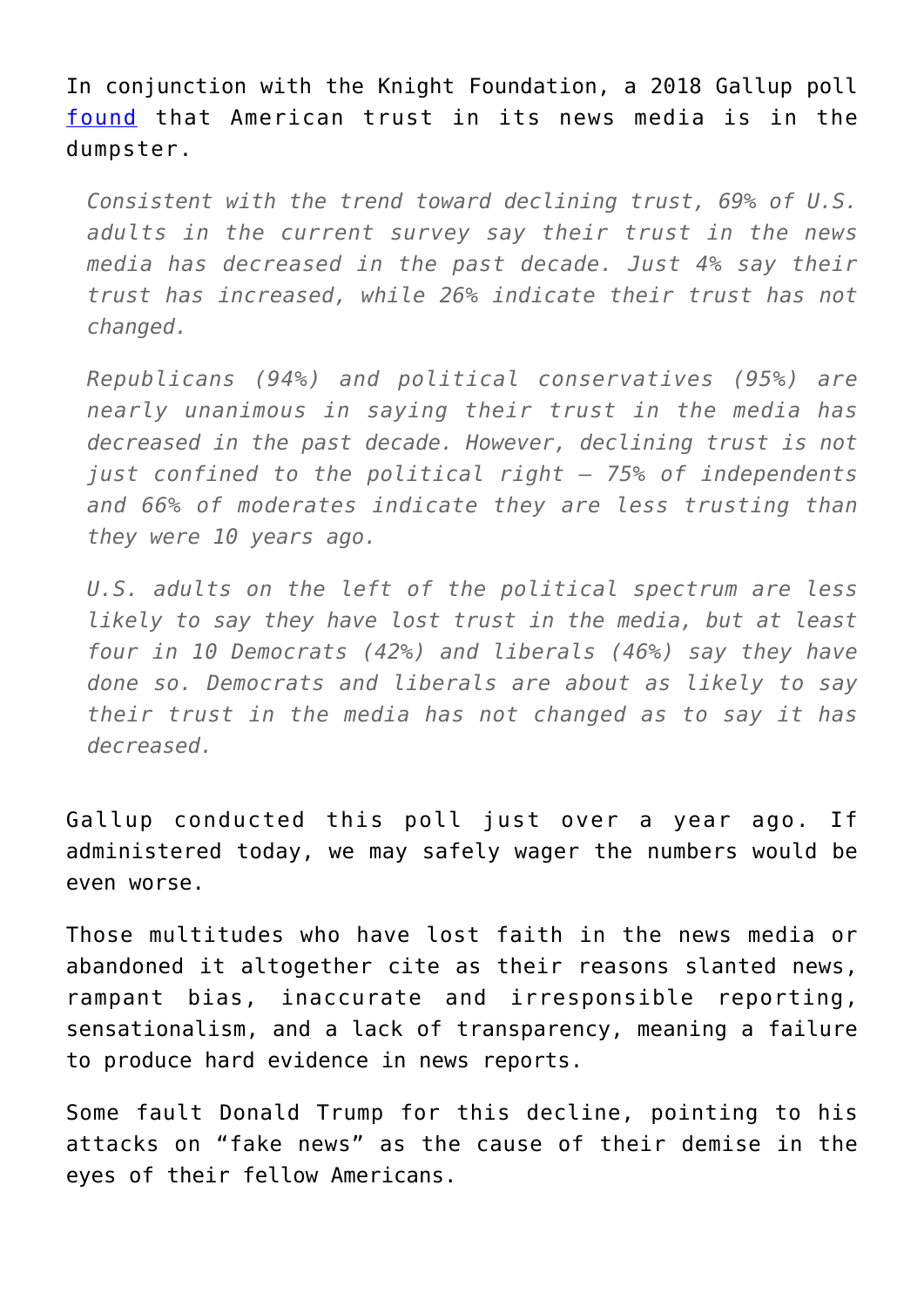In conjunction with the Knight Foundation, a 2018 Gallup poll [found](#) that American trust in its news media is in the dumpster.

> *Consistent with the trend toward declining trust, 69% of U.S. adults in the current survey say their trust in the news media has decreased in the past decade. Just 4% say their trust has increased, while 26% indicate their trust has not changed.*
>
> *Republicans (94%) and political conservatives (95%) are nearly unanimous in saying their trust in the media has decreased in the past decade. However, declining trust is not just confined to the political right — 75% of independents and 66% of moderates indicate they are less trusting than they were 10 years ago.*
>
> *U.S. adults on the left of the political spectrum are less likely to say they have lost trust in the media, but at least four in 10 Democrats (42%) and liberals (46%) say they have done so. Democrats and liberals are about as likely to say their trust in the media has not changed as to say it has decreased.*

Gallup conducted this poll just over a year ago. If administered today, we may safely wager the numbers would be even worse.

Those multitudes who have lost faith in the news media or abandoned it altogether cite as their reasons slanted news, rampant bias, inaccurate and irresponsible reporting, sensationalism, and a lack of transparency, meaning a failure to produce hard evidence in news reports.

Some fault Donald Trump for this decline, pointing to his attacks on "fake news" as the cause of their demise in the eyes of their fellow Americans.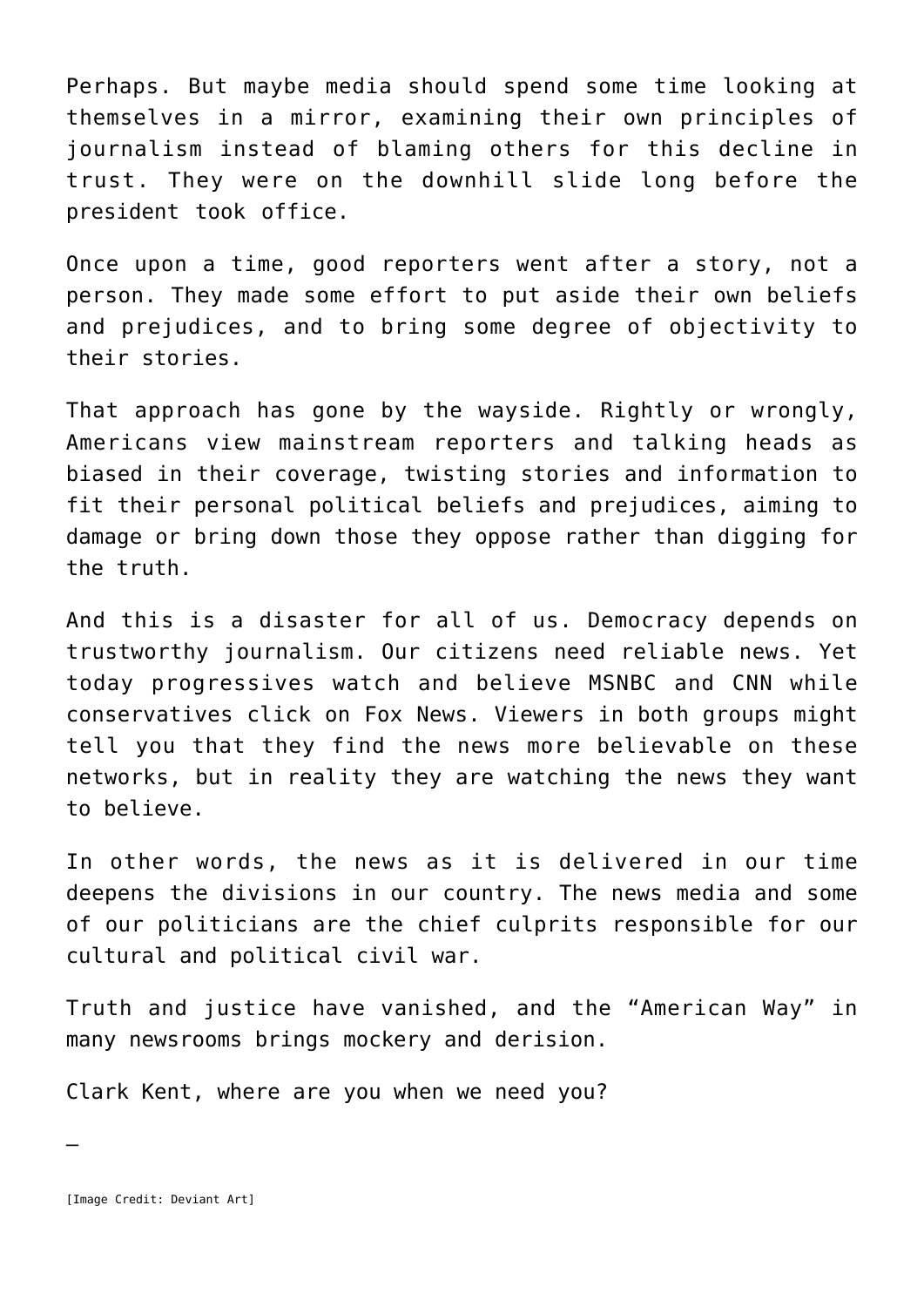Perhaps. But maybe media should spend some time looking at themselves in a mirror, examining their own principles of journalism instead of blaming others for this decline in trust. They were on the downhill slide long before the president took office.

Once upon a time, good reporters went after a story, not a person. They made some effort to put aside their own beliefs and prejudices, and to bring some degree of objectivity to their stories.

That approach has gone by the wayside. Rightly or wrongly, Americans view mainstream reporters and talking heads as biased in their coverage, twisting stories and information to fit their personal political beliefs and prejudices, aiming to damage or bring down those they oppose rather than digging for the truth.

And this is a disaster for all of us. Democracy depends on trustworthy journalism. Our citizens need reliable news. Yet today progressives watch and believe MSNBC and CNN while conservatives click on Fox News. Viewers in both groups might tell you that they find the news more believable on these networks, but in reality they are watching the news they want to believe.

In other words, the news as it is delivered in our time deepens the divisions in our country. The news media and some of our politicians are the chief culprits responsible for our cultural and political civil war.

Truth and justice have vanished, and the "American Way" in many newsrooms brings mockery and derision.

Clark Kent, where are you when we need you?

—

[Image Credit: Deviant Art]